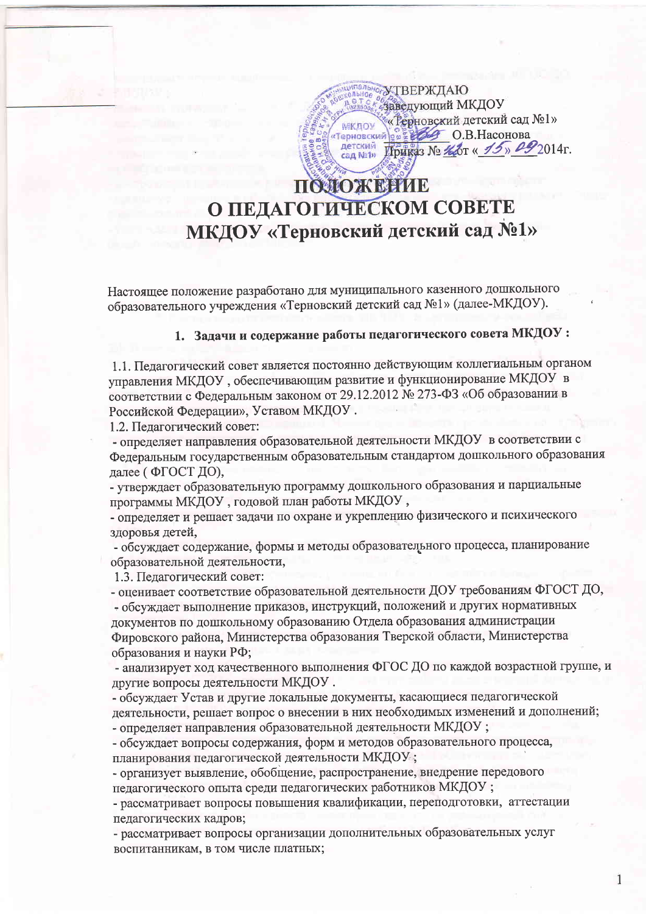УТВЕРЖДАЮ
заведующий МКДОУ
«Терновский детский сад №1»
_______ О.В.Насонова
Приказ № 42 от « 15 » 09 2014г.

# ПОЛОЖЕНИЕ
# О ПЕДАГОГИЧЕСКОМ СОВЕТЕ
# МКДОУ «Терновский детский сад №1»

Настоящее положение разработано для муниципального казенного дошкольного образовательного учреждения «Терновский детский сад №1» (далее-МКДОУ).

## 1. Задачи и содержание работы педагогического совета МКДОУ :

1.1. Педагогический совет является постоянно действующим коллегиальным органом управления МКДОУ , обеспечивающим развитие и функционирование МКДОУ в соответствии с Федеральным законом от 29.12.2012 № 273-ФЗ «Об образовании в Российской Федерации», Уставом МКДОУ .

1.2. Педагогический совет:

- определяет направления образовательной деятельности МКДОУ в соответствии с Федеральным государственным образовательным стандартом дошкольного образования далее ( ФГОСТ ДО),
- утверждает образовательную программу дошкольного образования и парциальные программы МКДОУ , годовой план работы МКДОУ ,
- определяет и решает задачи по охране и укреплению физического и психического здоровья детей,
- обсуждает содержание, формы и методы образовательного процесса, планирование образовательной деятельности,

1.3. Педагогический совет:

- оценивает соответствие образовательной деятельности ДОУ требованиям ФГОСТ ДО,
- обсуждает выполнение приказов, инструкций, положений и других нормативных документов по дошкольному образованию Отдела образования администрации Фировского района, Министерства образования Тверской области, Министерства образования и науки РФ;
- анализирует ход качественного выполнения ФГОС ДО по каждой возрастной группе, и другие вопросы деятельности МКДОУ .
- обсуждает Устав и другие локальные документы, касающиеся педагогической деятельности, решает вопрос о внесении в них необходимых изменений и дополнений;
- определяет направления образовательной деятельности МКДОУ ;
- обсуждает вопросы содержания, форм и методов образовательного процесса, планирования педагогической деятельности МКДОУ ;
- организует выявление, обобщение, распространение, внедрение передового педагогического опыта среди педагогических работников МКДОУ ;
- рассматривает вопросы повышения квалификации, переподготовки, аттестации педагогических кадров;
- рассматривает вопросы организации дополнительных образовательных услуг воспитанникам, в том числе платных;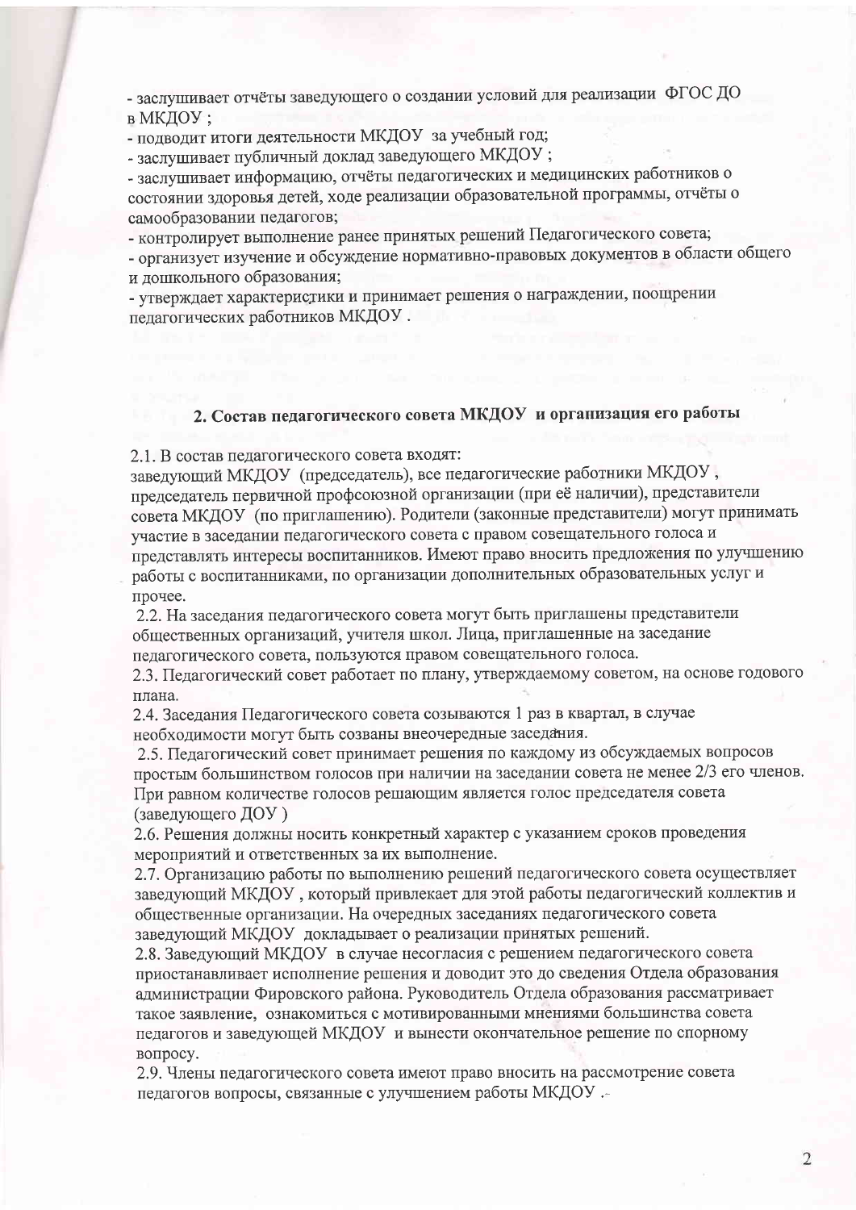- заслушивает отчёты заведующего о создании условий для реализации ФГОС ДО в МКДОУ ;
- подводит итоги деятельности МКДОУ за учебный год;
- заслушивает публичный доклад заведующего МКДОУ ;
- заслушивает информацию, отчёты педагогических и медицинских работников о состоянии здоровья детей, ходе реализации образовательной программы, отчёты о самообразовании педагогов;
- контролирует выполнение ранее принятых решений Педагогического совета;
- организует изучение и обсуждение нормативно-правовых документов в области общего и дошкольного образования;
- утверждает характеристики и принимает решения о награждении, поощрении педагогических работников МКДОУ .

## 2. Состав педагогического совета МКДОУ и организация его работы

2.1. В состав педагогического совета входят:
заведующий МКДОУ (председатель), все педагогические работники МКДОУ , председатель первичной профсоюзной организации (при её наличии), представители совета МКДОУ (по приглашению). Родители (законные представители) могут принимать участие в заседании педагогического совета с правом совещательного голоса и представлять интересы воспитанников. Имеют право вносить предложения по улучшению работы с воспитанниками, по организации дополнительных образовательных услуг и прочее.

2.2. На заседания педагогического совета могут быть приглашены представители общественных организаций, учителя школ. Лица, приглашенные на заседание педагогического совета, пользуются правом совещательного голоса.

2.3. Педагогический совет работает по плану, утверждаемому советом, на основе годового плана.

2.4. Заседания Педагогического совета созываются 1 раз в квартал, в случае необходимости могут быть созваны внеочередные заседания.

2.5. Педагогический совет принимает решения по каждому из обсуждаемых вопросов простым большинством голосов при наличии на заседании совета не менее 2/3 его членов. При равном количестве голосов решающим является голос председателя совета (заведующего ДОУ )

2.6. Решения должны носить конкретный характер с указанием сроков проведения мероприятий и ответственных за их выполнение.

2.7. Организацию работы по выполнению решений педагогического совета осуществляет заведующий МКДОУ , который привлекает для этой работы педагогический коллектив и общественные организации. На очередных заседаниях педагогического совета заведующий МКДОУ докладывает о реализации принятых решений.

2.8. Заведующий МКДОУ в случае несогласия с решением педагогического совета приостанавливает исполнение решения и доводит это до сведения Отдела образования администрации Фировского района. Руководитель Отдела образования рассматривает такое заявление, ознакомиться с мотивированными мнениями большинства совета педагогов и заведующей МКДОУ и вынести окончательное решение по спорному вопросу.

2.9. Члены педагогического совета имеют право вносить на рассмотрение совета педагогов вопросы, связанные с улучшением работы МКДОУ .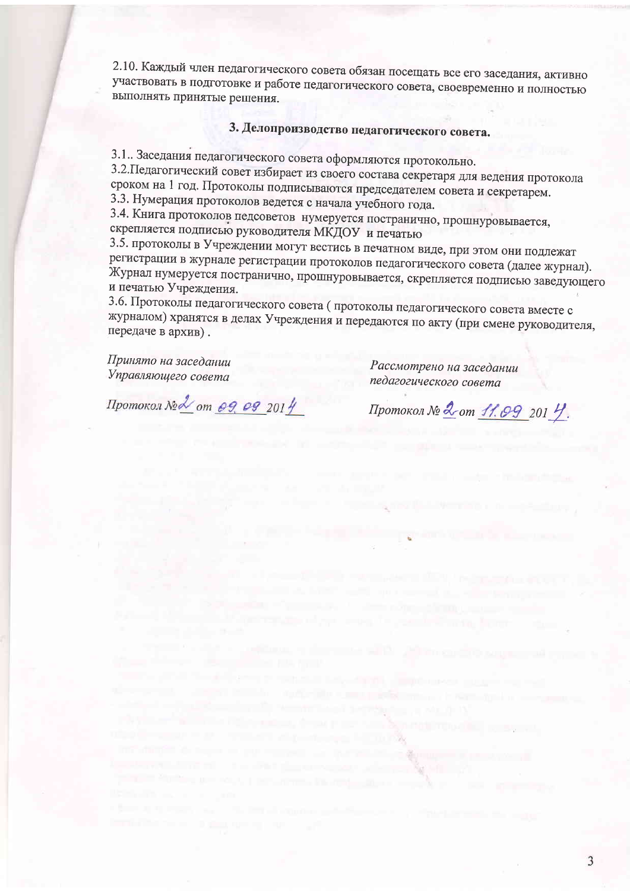2.10. Каждый член педагогического совета обязан посещать все его заседания, активно участвовать в подготовке и работе педагогического совета, своевременно и полностью выполнять принятые решения.

### 3. Делопроизводство педагогического совета.

3.1.. Заседания педагогического совета оформляются протокольно.
3.2.Педагогический совет избирает из своего состава секретаря для ведения протокола сроком на 1 год. Протоколы подписываются председателем совета и секретарем.
3.3. Нумерация протоколов ведется с начала учебного года.
3.4. Книга протоколов педсоветов нумеруется постранично, прошнуровывается, скрепляется подписью руководителя МКДОУ и печатью
3.5. протоколы в Учреждении могут вестись в печатном виде, при этом они подлежат регистрации в журнале регистрации протоколов педагогического совета (далее журнал). Журнал нумеруется постранично, прошнуровывается, скрепляется подписью заведующего и печатью Учреждения.
3.6. Протоколы педагогического совета ( протоколы педагогического совета вместе с журналом) хранятся в делах Учреждения и передаются по акту (при смене руководителя, передаче в архив) .

*Принято на заседании*
*Управляющего совета*

*Протокол №2 от 09.09.2014*

*Рассмотрено на заседании*
*педагогического совета*

*Протокол № 2 от 11.09 2014.*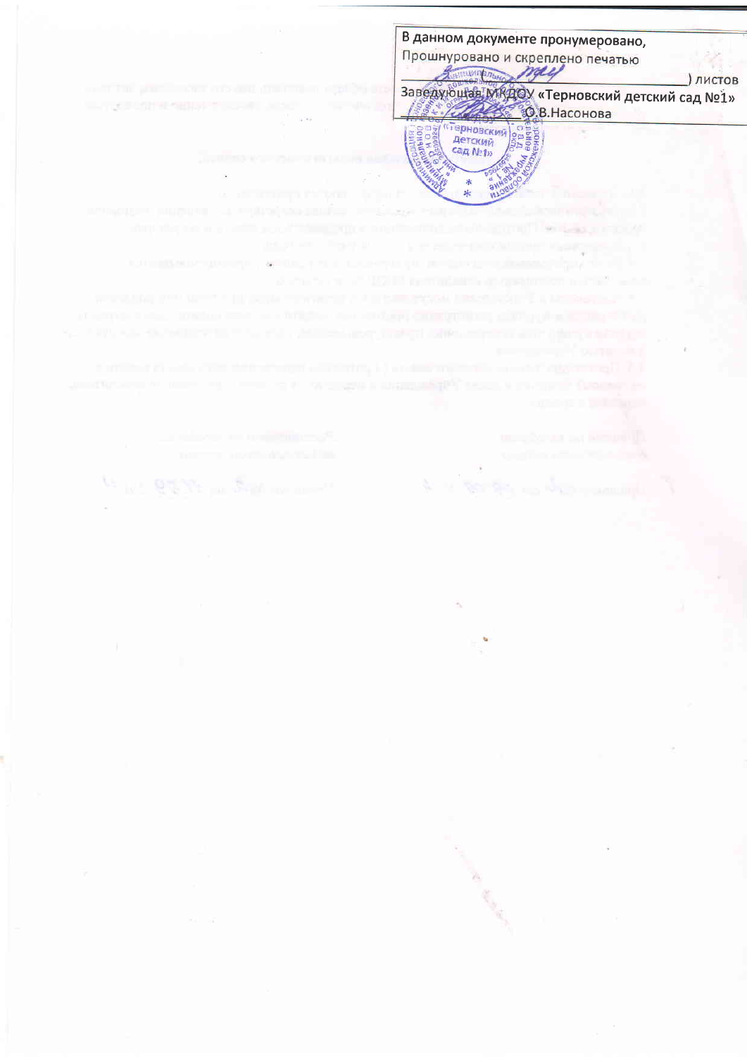В данном документе пронумеровано,

Прошнуровано и скреплено печатью

_____________________________) листов

Заведующая МКДОУ «Терновский детский сад №1»

_____________ О.В.Насонова